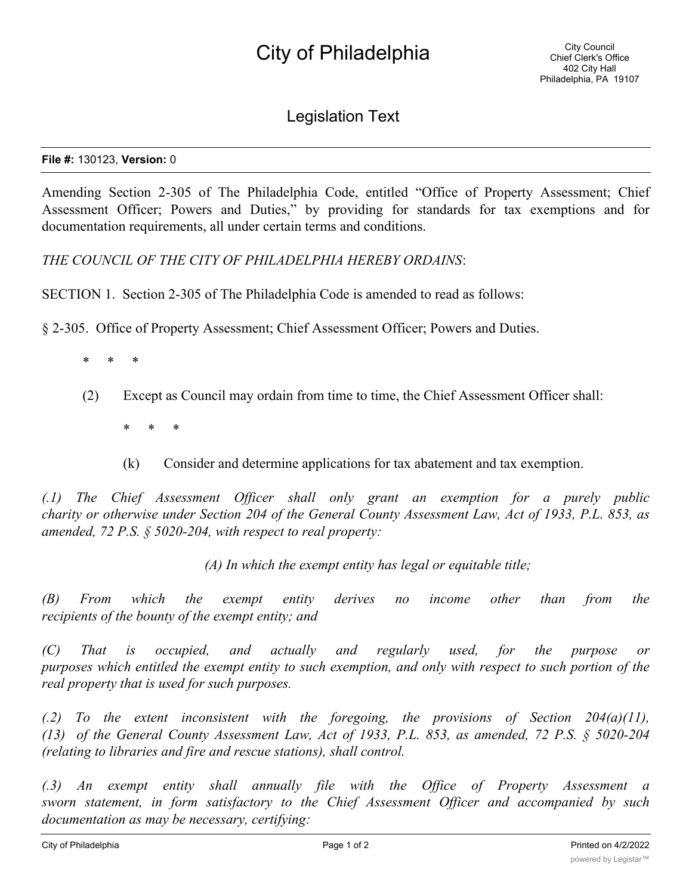# City of Philadelphia

City Council
Chief Clerk's Office
402 City Hall
Philadelphia, PA 19107

## Legislation Text

**File #:** 130123, **Version:** 0

Amending Section 2-305 of The Philadelphia Code, entitled "Office of Property Assessment; Chief Assessment Officer; Powers and Duties," by providing for standards for tax exemptions and for documentation requirements, all under certain terms and conditions.

*THE COUNCIL OF THE CITY OF PHILADELPHIA HEREBY ORDAINS*:

SECTION 1. Section 2-305 of The Philadelphia Code is amended to read as follows:

§ 2-305. Office of Property Assessment; Chief Assessment Officer; Powers and Duties.

\* \* \*

(2) Except as Council may ordain from time to time, the Chief Assessment Officer shall:

\* \* \*

(k) Consider and determine applications for tax abatement and tax exemption.

*(.1) The Chief Assessment Officer shall only grant an exemption for a purely public charity or otherwise under Section 204 of the General County Assessment Law, Act of 1933, P.L. 853, as amended, 72 P.S. § 5020-204, with respect to real property:*

*(A) In which the exempt entity has legal or equitable title;*

*(B) From which the exempt entity derives no income other than from the recipients of the bounty of the exempt entity; and*

*(C) That is occupied, and actually and regularly used, for the purpose or purposes which entitled the exempt entity to such exemption, and only with respect to such portion of the real property that is used for such purposes.*

*(.2) To the extent inconsistent with the foregoing, the provisions of Section 204(a)(11), (13) of the General County Assessment Law, Act of 1933, P.L. 853, as amended, 72 P.S. § 5020-204 (relating to libraries and fire and rescue stations), shall control.*

*(.3) An exempt entity shall annually file with the Office of Property Assessment a sworn statement, in form satisfactory to the Chief Assessment Officer and accompanied by such documentation as may be necessary, certifying:*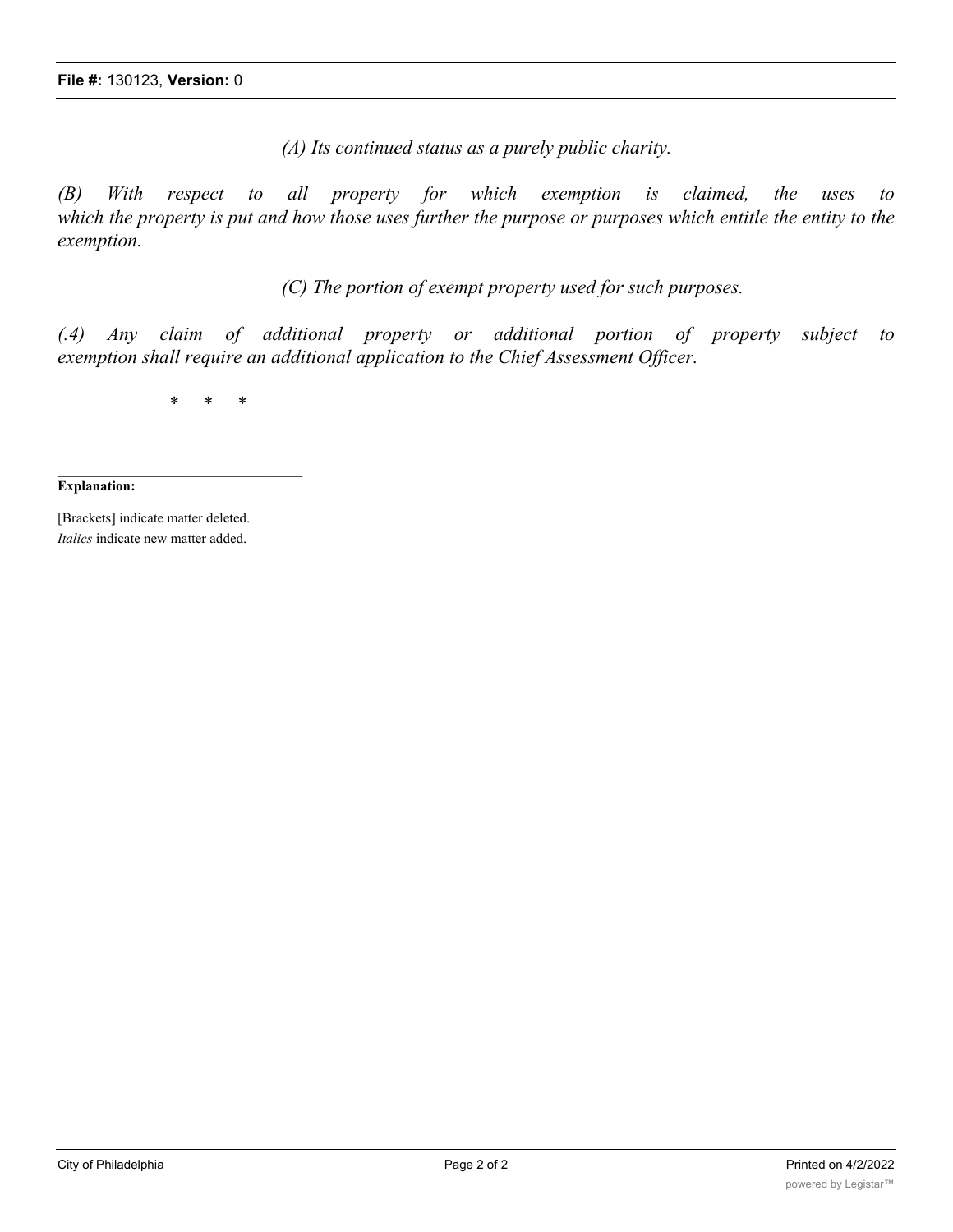*(A) Its continued status as a purely public charity.*

*(B) With respect to all property for which exemption is claimed, the uses to which the property is put and how those uses further the purpose or purposes which entitle the entity to the exemption.*

*(C) The portion of exempt property used for such purposes.*

*(.4) Any claim of additional property or additional portion of property subject to exemption shall require an additional application to the Chief Assessment Officer.*

\* \* \*

---

**Explanation:**

[Brackets] indicate matter deleted.
*Italics* indicate new matter added.